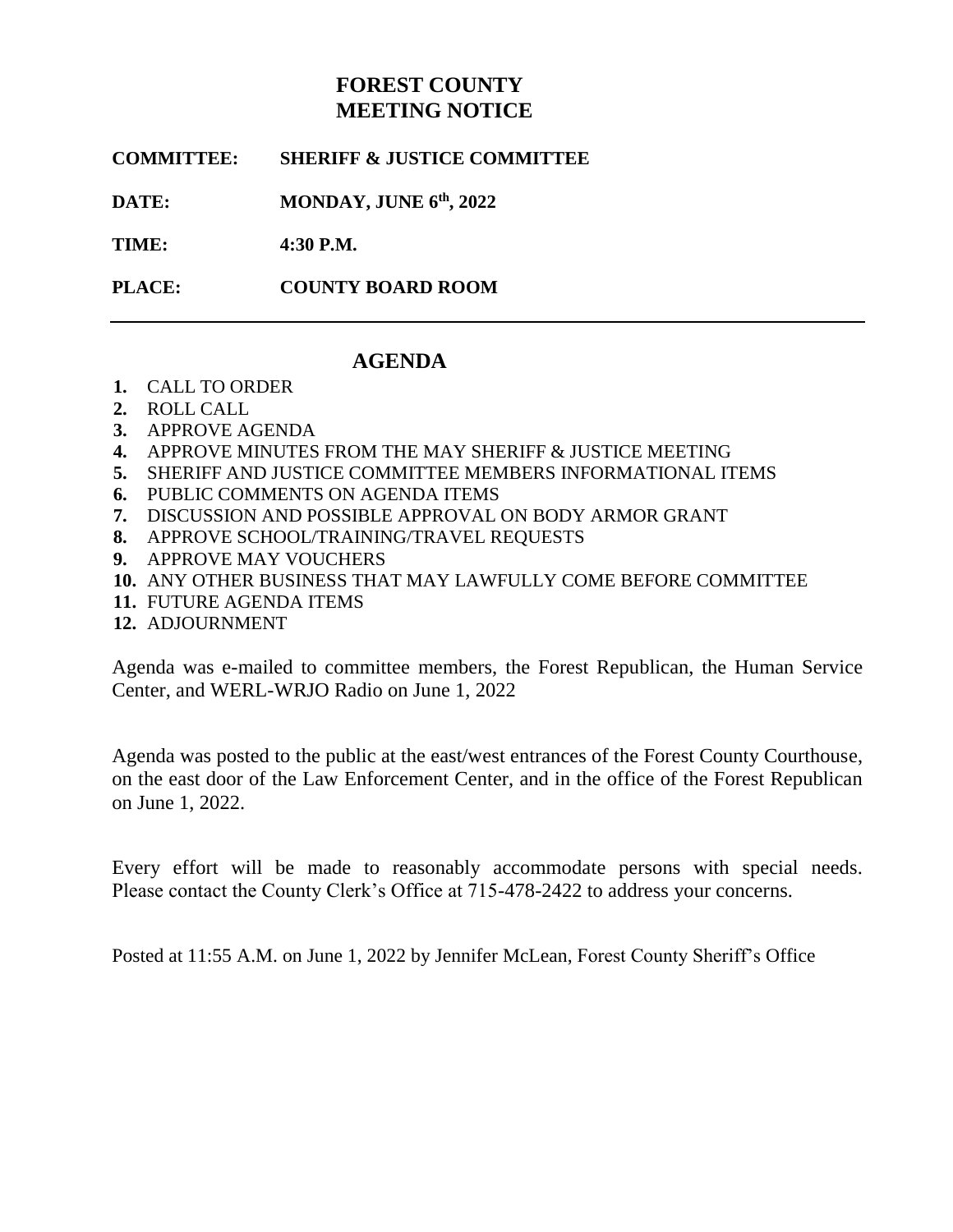# FOREST COUNTY
# MEETING NOTICE

**COMMITTEE:** **SHERIFF & JUSTICE COMMITTEE**

**DATE:** **MONDAY, JUNE 6th, 2022**

**TIME:** **4:30 P.M.**

**PLACE:** **COUNTY BOARD ROOM**

---

## AGENDA

1. CALL TO ORDER
2. ROLL CALL
3. APPROVE AGENDA
4. APPROVE MINUTES FROM THE MAY SHERIFF & JUSTICE MEETING
5. SHERIFF AND JUSTICE COMMITTEE MEMBERS INFORMATIONAL ITEMS
6. PUBLIC COMMENTS ON AGENDA ITEMS
7. DISCUSSION AND POSSIBLE APPROVAL ON BODY ARMOR GRANT
8. APPROVE SCHOOL/TRAINING/TRAVEL REQUESTS
9. APPROVE MAY VOUCHERS
10. ANY OTHER BUSINESS THAT MAY LAWFULLY COME BEFORE COMMITTEE
11. FUTURE AGENDA ITEMS
12. ADJOURNMENT

Agenda was e-mailed to committee members, the Forest Republican, the Human Service Center, and WERL-WRJO Radio on June 1, 2022

Agenda was posted to the public at the east/west entrances of the Forest County Courthouse, on the east door of the Law Enforcement Center, and in the office of the Forest Republican on June 1, 2022.

Every effort will be made to reasonably accommodate persons with special needs. Please contact the County Clerk's Office at 715-478-2422 to address your concerns.

Posted at 11:55 A.M. on June 1, 2022 by Jennifer McLean, Forest County Sheriff's Office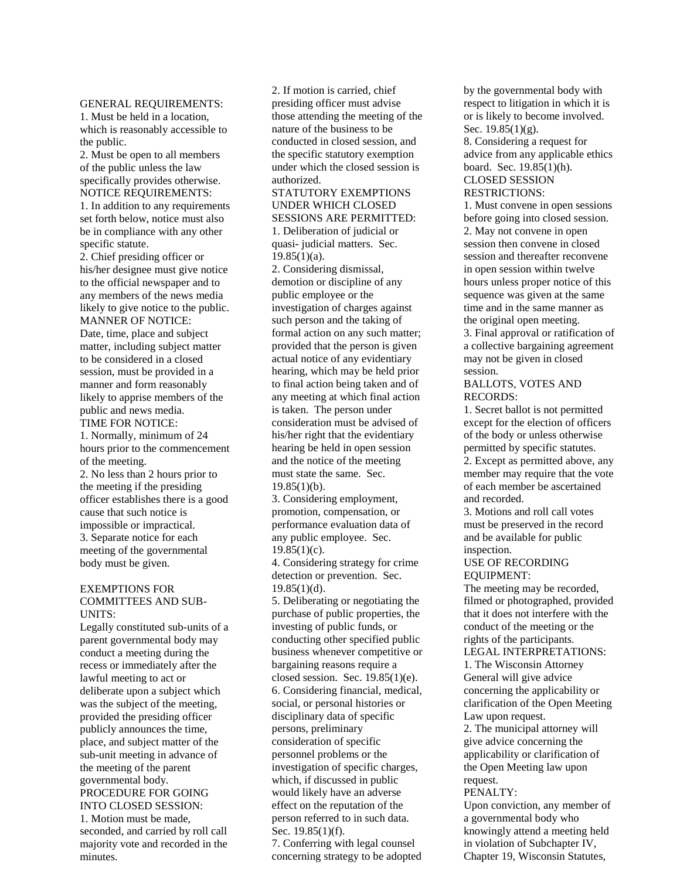GENERAL REQUIREMENTS:

1. Must be held in a location, which is reasonably accessible to the public.
2. Must be open to all members of the public unless the law specifically provides otherwise.

NOTICE REQUIREMENTS:

1. In addition to any requirements set forth below, notice must also be in compliance with any other specific statute.
2. Chief presiding officer or his/her designee must give notice to the official newspaper and to any members of the news media likely to give notice to the public.

MANNER OF NOTICE:

Date, time, place and subject matter, including subject matter to be considered in a closed session, must be provided in a manner and form reasonably likely to apprise members of the public and news media.

TIME FOR NOTICE:

1. Normally, minimum of 24 hours prior to the commencement of the meeting.
2. No less than 2 hours prior to the meeting if the presiding officer establishes there is a good cause that such notice is impossible or impractical.
3. Separate notice for each meeting of the governmental body must be given.

EXEMPTIONS FOR COMMITTEES AND SUB-UNITS:

Legally constituted sub-units of a parent governmental body may conduct a meeting during the recess or immediately after the lawful meeting to act or deliberate upon a subject which was the subject of the meeting, provided the presiding officer publicly announces the time, place, and subject matter of the sub-unit meeting in advance of the meeting of the parent governmental body.

PROCEDURE FOR GOING INTO CLOSED SESSION:

1. Motion must be made, seconded, and carried by roll call majority vote and recorded in the minutes.
2. If motion is carried, chief presiding officer must advise those attending the meeting of the nature of the business to be conducted in closed session, and the specific statutory exemption under which the closed session is authorized.

STATUTORY EXEMPTIONS UNDER WHICH CLOSED SESSIONS ARE PERMITTED:

1. Deliberation of judicial or quasi- judicial matters. Sec. 19.85(1)(a).
2. Considering dismissal, demotion or discipline of any public employee or the investigation of charges against such person and the taking of formal action on any such matter; provided that the person is given actual notice of any evidentiary hearing, which may be held prior to final action being taken and of any meeting at which final action is taken. The person under consideration must be advised of his/her right that the evidentiary hearing be held in open session and the notice of the meeting must state the same. Sec. 19.85(1)(b).
3. Considering employment, promotion, compensation, or performance evaluation data of any public employee. Sec. 19.85(1)(c).
4. Considering strategy for crime detection or prevention. Sec. 19.85(1)(d).
5. Deliberating or negotiating the purchase of public properties, the investing of public funds, or conducting other specified public business whenever competitive or bargaining reasons require a closed session. Sec. 19.85(1)(e).
6. Considering financial, medical, social, or personal histories or disciplinary data of specific persons, preliminary consideration of specific personnel problems or the investigation of specific charges, which, if discussed in public would likely have an adverse effect on the reputation of the person referred to in such data. Sec. 19.85(1)(f).
7. Conferring with legal counsel concerning strategy to be adopted by the governmental body with respect to litigation in which it is or is likely to become involved. Sec. 19.85(1)(g).
8. Considering a request for advice from any applicable ethics board. Sec. 19.85(1)(h).

CLOSED SESSION RESTRICTIONS:

1. Must convene in open sessions before going into closed session.
2. May not convene in open session then convene in closed session and thereafter reconvene in open session within twelve hours unless proper notice of this sequence was given at the same time and in the same manner as the original open meeting.
3. Final approval or ratification of a collective bargaining agreement may not be given in closed session.

BALLOTS, VOTES AND RECORDS:

1. Secret ballot is not permitted except for the election of officers of the body or unless otherwise permitted by specific statutes.
2. Except as permitted above, any member may require that the vote of each member be ascertained and recorded.
3. Motions and roll call votes must be preserved in the record and be available for public inspection.

USE OF RECORDING EQUIPMENT:

The meeting may be recorded, filmed or photographed, provided that it does not interfere with the conduct of the meeting or the rights of the participants.

LEGAL INTERPRETATIONS:

1. The Wisconsin Attorney General will give advice concerning the applicability or clarification of the Open Meeting Law upon request.
2. The municipal attorney will give advice concerning the applicability or clarification of the Open Meeting law upon request.

PENALTY:

Upon conviction, any member of a governmental body who knowingly attend a meeting held in violation of Subchapter IV, Chapter 19, Wisconsin Statutes,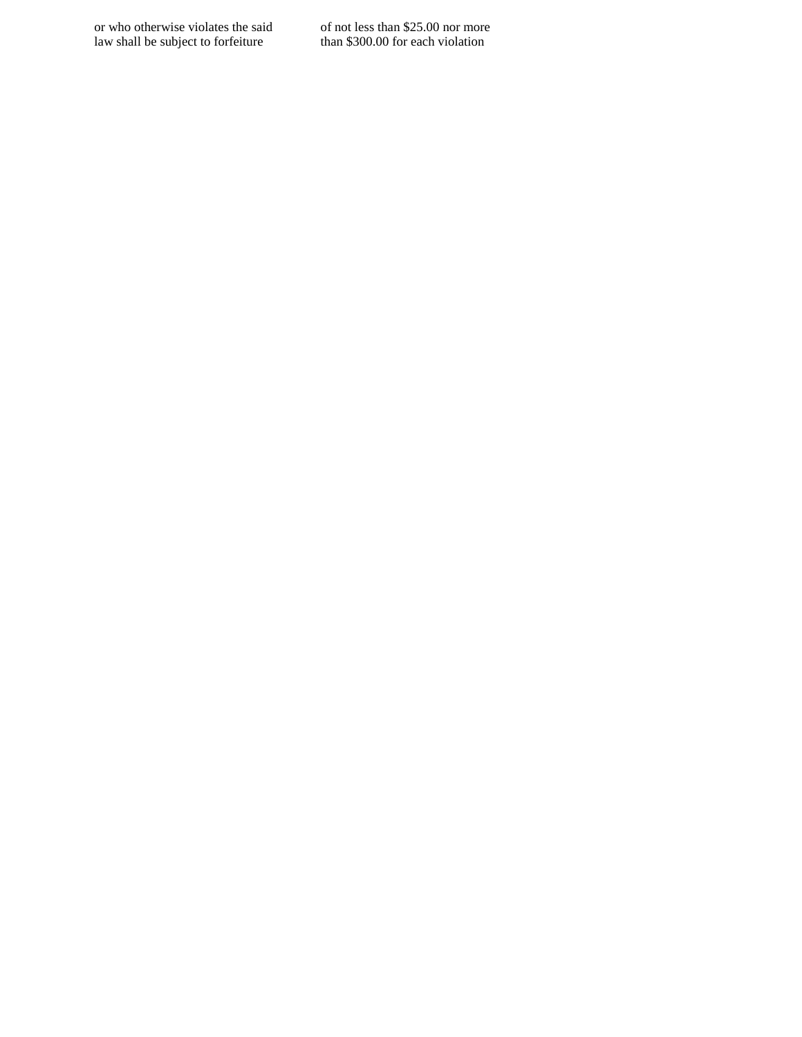| | |
|---|---|
| or who otherwise violates the said law shall be subject to forfeiture | of not less than $25.00 nor more than $300.00 for each violation |